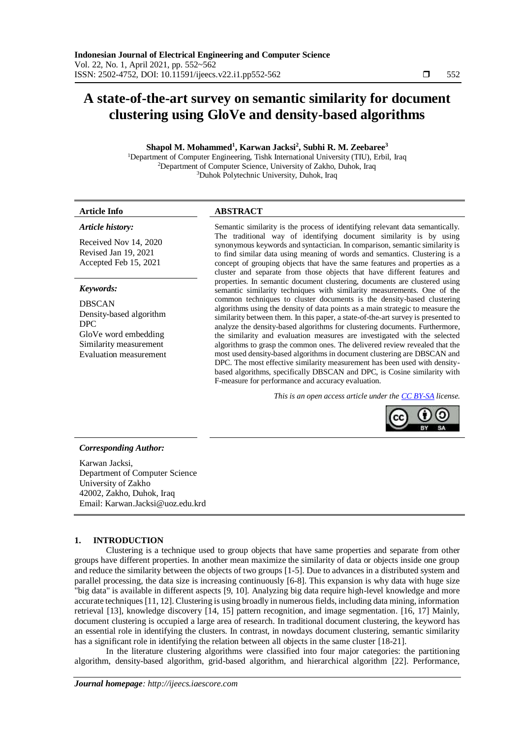# A state-of-the-art survey on semantic similarity for document clustering using GloVe and density-based algorithms

**Shapol M. Mohammed[1], Karwan Jacksi[2], Subhi R. M. Zeebaree[3]**

[1]Department of Computer Engineering, Tishk International University (TIU), Erbil, Iraq
[2]Department of Computer Science, University of Zakho, Duhok, Iraq
[3]Duhok Polytechnic University, Duhok, Iraq

### Article Info

*Article history:*

Received Nov 14, 2020
Revised Jan 19, 2021
Accepted Feb 15, 2021

*Keywords:*

DBSCAN
Density-based algorithm
DPC
GloVe word embedding
Similarity measurement
Evaluation measurement

### ABSTRACT

Semantic similarity is the process of identifying relevant data semantically. The traditional way of identifying document similarity is by using synonymous keywords and syntactician. In comparison, semantic similarity is to find similar data using meaning of words and semantics. Clustering is a concept of grouping objects that have the same features and properties as a cluster and separate from those objects that have different features and properties. In semantic document clustering, documents are clustered using semantic similarity techniques with similarity measurements. One of the common techniques to cluster documents is the density-based clustering algorithms using the density of data points as a main strategic to measure the similarity between them. In this paper, a state-of-the-art survey is presented to analyze the density-based algorithms for clustering documents. Furthermore, the similarity and evaluation measures are investigated with the selected algorithms to grasp the common ones. The delivered review revealed that the most used density-based algorithms in document clustering are DBSCAN and DPC. The most effective similarity measurement has been used with density-based algorithms, specifically DBSCAN and DPC, is Cosine similarity with F-measure for performance and accuracy evaluation.

*This is an open access article under the CC BY-SA license.*

*Corresponding Author:*

Karwan Jacksi,
Department of Computer Science
University of Zakho
42002, Zakho, Duhok, Iraq
Email: Karwan.Jacksi@uoz.edu.krd

## 1. INTRODUCTION

Clustering is a technique used to group objects that have same properties and separate from other groups have different properties. In another mean maximize the similarity of data or objects inside one group and reduce the similarity between the objects of two groups [1-5]. Due to advances in a distributed system and parallel processing, the data size is increasing continuously [6-8]. This expansion is why data with huge size "big data" is available in different aspects [9, 10]. Analyzing big data require high-level knowledge and more accurate techniques [11, 12]. Clustering is using broadly in numerous fields, including data mining, information retrieval [13], knowledge discovery [14, 15] pattern recognition, and image segmentation. [16, 17] Mainly, document clustering is occupied a large area of research. In traditional document clustering, the keyword has an essential role in identifying the clusters. In contrast, in nowdays document clustering, semantic similarity has a significant role in identifying the relation between all objects in the same cluster [18-21].

In the literature clustering algorithms were classified into four major categories: the partitioning algorithm, density-based algorithm, grid-based algorithm, and hierarchical algorithm [22]. Performance,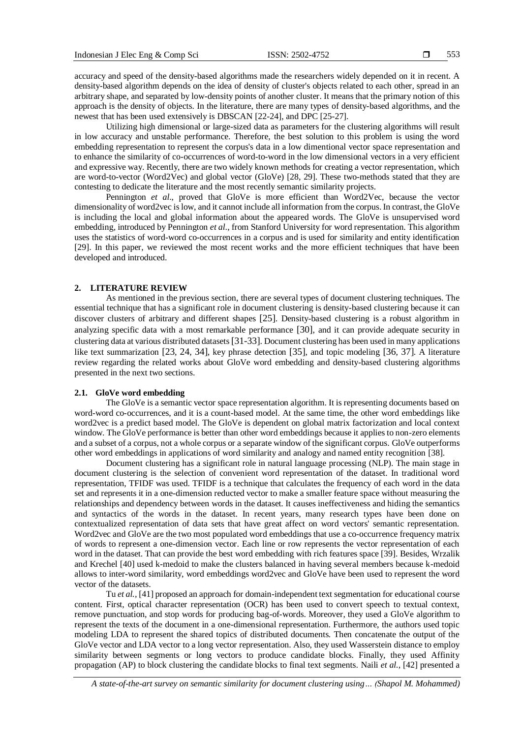accuracy and speed of the density-based algorithms made the researchers widely depended on it in recent. A density-based algorithm depends on the idea of density of cluster's objects related to each other, spread in an arbitrary shape, and separated by low-density points of another cluster. It means that the primary notion of this approach is the density of objects. In the literature, there are many types of density-based algorithms, and the newest that has been used extensively is DBSCAN [22-24], and DPC [25-27].

Utilizing high dimensional or large-sized data as parameters for the clustering algorithms will result in low accuracy and unstable performance. Therefore, the best solution to this problem is using the word embedding representation to represent the corpus's data in a low dimentional vector space representation and to enhance the similarity of co-occurrences of word-to-word in the low dimensional vectors in a very efficient and expressive way. Recently, there are two widely known methods for creating a vector representation, which are word-to-vector (Word2Vec) and global vector (GloVe) [28, 29]. These two-methods stated that they are contesting to dedicate the literature and the most recently semantic similarity projects.

Pennington *et al*., proved that GloVe is more efficient than Word2Vec, because the vector dimensionality of word2vec is low, and it cannot include all information from the corpus. In contrast, the GloVe is including the local and global information about the appeared words. The GloVe is unsupervised word embedding, introduced by Pennington *et al*., from Stanford University for word representation. This algorithm uses the statistics of word-word co-occurrences in a corpus and is used for similarity and entity identification [29]. In this paper, we reviewed the most recent works and the more efficient techniques that have been developed and introduced.

## 2. LITERATURE REVIEW

As mentioned in the previous section, there are several types of document clustering techniques. The essential technique that has a significant role in document clustering is density-based clustering because it can discover clusters of arbitrary and different shapes [25]. Density-based clustering is a robust algorithm in analyzing specific data with a most remarkable performance [30], and it can provide adequate security in clustering data at various distributed datasets [31-33]. Document clustering has been used in many applications like text summarization [23, 24, 34], key phrase detection [35], and topic modeling [36, 37]. A literature review regarding the related works about GloVe word embedding and density-based clustering algorithms presented in the next two sections.

### 2.1. GloVe word embedding

The GloVe is a semantic vector space representation algorithm. It is representing documents based on word-word co-occurrences, and it is a count-based model. At the same time, the other word embeddings like word2vec is a predict based model. The GloVe is dependent on global matrix factorization and local context window. The GloVe performance is better than other word embeddings because it applies to non-zero elements and a subset of a corpus, not a whole corpus or a separate window of the significant corpus. GloVe outperforms other word embeddings in applications of word similarity and analogy and named entity recognition [38].

Document clustering has a significant role in natural language processing (NLP). The main stage in document clustering is the selection of convenient word representation of the dataset. In traditional word representation, TFIDF was used. TFIDF is a technique that calculates the frequency of each word in the data set and represents it in a one-dimension reducted vector to make a smaller feature space without measuring the relationships and dependency between words in the dataset. It causes ineffectiveness and hiding the semantics and syntactics of the words in the dataset. In recent years, many research types have been done on contextualized representation of data sets that have great affect on word vectors' semantic representation. Word2vec and GloVe are the two most populated word embeddings that use a co-occurrence frequency matrix of words to represent a one-dimension vector. Each line or row represents the vector representation of each word in the dataset. That can provide the best word embedding with rich features space [39]. Besides, Wrzalik and Krechel [40] used k-medoid to make the clusters balanced in having several members because k-medoid allows to inter-word similarity, word embeddings word2vec and GloVe have been used to represent the word vector of the datasets.

Tu *et al.*, [41] proposed an approach for domain-independent text segmentation for educational course content. First, optical character representation (OCR) has been used to convert speech to textual context, remove punctuation, and stop words for producing bag-of-words. Moreover, they used a GloVe algorithm to represent the texts of the document in a one-dimensional representation. Furthermore, the authors used topic modeling LDA to represent the shared topics of distributed documents. Then concatenate the output of the GloVe vector and LDA vector to a long vector representation. Also, they used Wasserstein distance to employ similarity between segments or long vectors to produce candidate blocks. Finally, they used Affinity propagation (AP) to block clustering the candidate blocks to final text segments. Naili *et al.*, [42] presented a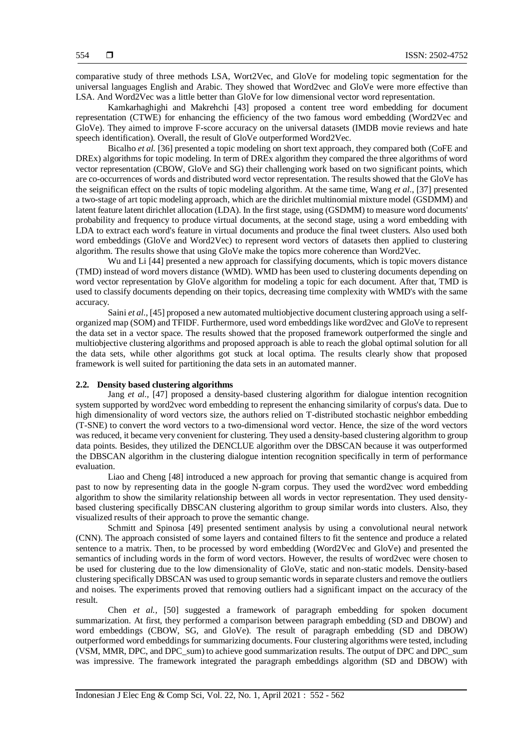comparative study of three methods LSA, Wort2Vec, and GloVe for modeling topic segmentation for the universal languages English and Arabic. They showed that Word2vec and GloVe were more effective than LSA. And Word2Vec was a little better than GloVe for low dimensional vector word representation.

Kamkarhaghighi and Makrehchi [43] proposed a content tree word embedding for document representation (CTWE) for enhancing the efficiency of the two famous word embedding (Word2Vec and GloVe). They aimed to improve F-score accuracy on the universal datasets (IMDB movie reviews and hate speech identification). Overall, the result of GloVe outperformed Word2Vec.

Bicalho *et al.* [36] presented a topic modeling on short text approach, they compared both (CoFE and DREx) algorithms for topic modeling. In term of DREx algorithm they compared the three algorithms of word vector representation (CBOW, GloVe and SG) their challenging work based on two significant points, which are co-occurrences of words and distributed word vector representation. The results showed that the GloVe has the seignifican effect on the rsults of topic modeling algorithm. At the same time, Wang *et al.*, [37] presented a two-stage of art topic modeling approach, which are the dirichlet multinomial mixture model (GSDMM) and latent feature latent dirichlet allocation (LDA). In the first stage, using (GSDMM) to measure word documents' probability and frequency to produce virtual documents, at the second stage, using a word embedding with LDA to extract each word's feature in virtual documents and produce the final tweet clusters. Also used both word embeddings (GloVe and Word2Vec) to represent word vectors of datasets then applied to clustering algorithm. The results showe that using GloVe make the topics more coherence than Word2Vec.

Wu and Li [44] presented a new approach for classifying documents, which is topic movers distance (TMD) instead of word movers distance (WMD). WMD has been used to clustering documents depending on word vector representation by GloVe algorithm for modeling a topic for each document. After that, TMD is used to classify documents depending on their topics, decreasing time complexity with WMD's with the same accuracy.

Saini *et al.*, [45] proposed a new automated multiobjective document clustering approach using a self-organized map (SOM) and TFIDF. Furthermore, used word embeddings like word2vec and GloVe to represent the data set in a vector space. The results showed that the proposed framework outperformed the single and multiobjective clustering algorithms and proposed approach is able to reach the global optimal solution for all the data sets, while other algorithms got stuck at local optima. The results clearly show that proposed framework is well suited for partitioning the data sets in an automated manner.

### 2.2. Density based clustering algorithms

Jang *et al.*, [47] proposed a density-based clustering algorithm for dialogue intention recognition system supported by word2vec word embedding to represent the enhancing similarity of corpus's data. Due to high dimensionality of word vectors size, the authors relied on T-distributed stochastic neighbor embedding (T-SNE) to convert the word vectors to a two-dimensional word vector. Hence, the size of the word vectors was reduced, it became very convenient for clustering. They used a density-based clustering algorithm to group data points. Besides, they utilized the DENCLUE algorithm over the DBSCAN because it was outperformed the DBSCAN algorithm in the clustering dialogue intention recognition specifically in term of performance evaluation.

Liao and Cheng [48] introduced a new approach for proving that semantic change is acquired from past to now by representing data in the google N-gram corpus. They used the word2vec word embedding algorithm to show the similarity relationship between all words in vector representation. They used density-based clustering specifically DBSCAN clustering algorithm to group similar words into clusters. Also, they visualized results of their approach to prove the semantic change.

Schmitt and Spinosa [49] presented sentiment analysis by using a convolutional neural network (CNN). The approach consisted of some layers and contained filters to fit the sentence and produce a related sentence to a matrix. Then, to be processed by word embedding (Word2Vec and GloVe) and presented the semantics of including words in the form of word vectors. However, the results of word2vec were chosen to be used for clustering due to the low dimensionality of GloVe, static and non-static models. Density-based clustering specifically DBSCAN was used to group semantic words in separate clusters and remove the outliers and noises. The experiments proved that removing outliers had a significant impact on the accuracy of the result.

Chen *et al.*, [50] suggested a framework of paragraph embedding for spoken document summarization. At first, they performed a comparison between paragraph embedding (SD and DBOW) and word embeddings (CBOW, SG, and GloVe). The result of paragraph embedding (SD and DBOW) outperformed word embeddings for summarizing documents. Four clustering algorithms were tested, including (VSM, MMR, DPC, and DPC_sum) to achieve good summarization results. The output of DPC and DPC_sum was impressive. The framework integrated the paragraph embeddings algorithm (SD and DBOW) with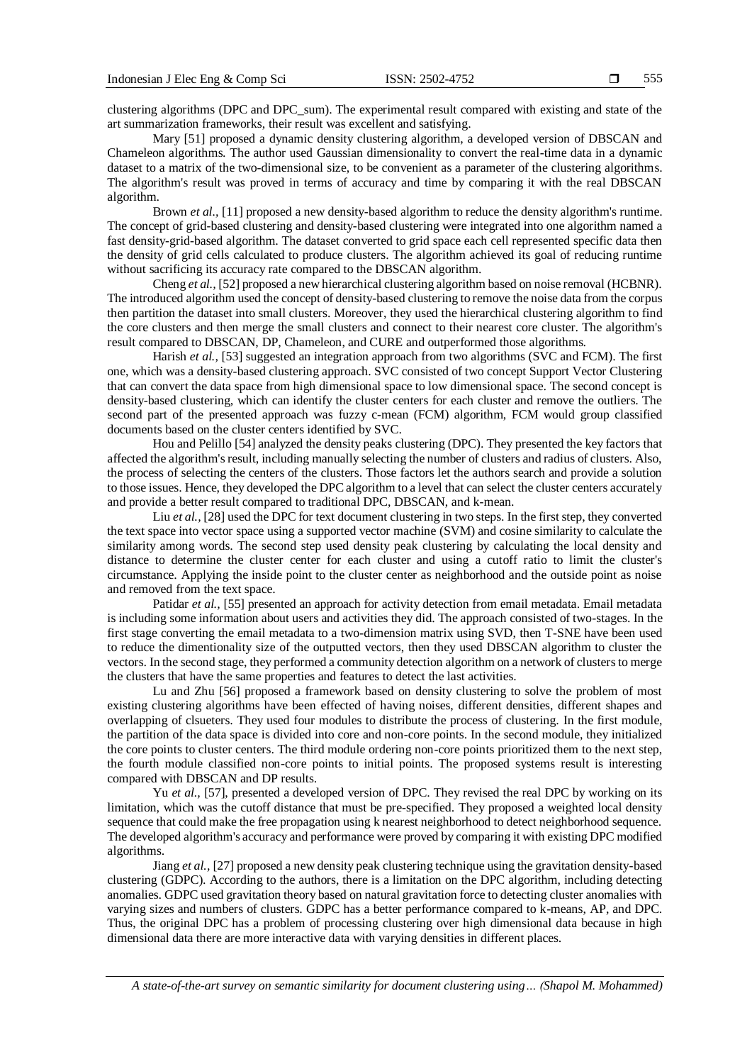clustering algorithms (DPC and DPC_sum). The experimental result compared with existing and state of the art summarization frameworks, their result was excellent and satisfying.

Mary [51] proposed a dynamic density clustering algorithm, a developed version of DBSCAN and Chameleon algorithms. The author used Gaussian dimensionality to convert the real-time data in a dynamic dataset to a matrix of the two-dimensional size, to be convenient as a parameter of the clustering algorithms. The algorithm's result was proved in terms of accuracy and time by comparing it with the real DBSCAN algorithm.

Brown *et al.*, [11] proposed a new density-based algorithm to reduce the density algorithm's runtime. The concept of grid-based clustering and density-based clustering were integrated into one algorithm named a fast density-grid-based algorithm. The dataset converted to grid space each cell represented specific data then the density of grid cells calculated to produce clusters. The algorithm achieved its goal of reducing runtime without sacrificing its accuracy rate compared to the DBSCAN algorithm.

Cheng *et al.*, [52] proposed a new hierarchical clustering algorithm based on noise removal (HCBNR). The introduced algorithm used the concept of density-based clustering to remove the noise data from the corpus then partition the dataset into small clusters. Moreover, they used the hierarchical clustering algorithm to find the core clusters and then merge the small clusters and connect to their nearest core cluster. The algorithm's result compared to DBSCAN, DP, Chameleon, and CURE and outperformed those algorithms.

Harish *et al.*, [53] suggested an integration approach from two algorithms (SVC and FCM). The first one, which was a density-based clustering approach. SVC consisted of two concept Support Vector Clustering that can convert the data space from high dimensional space to low dimensional space. The second concept is density-based clustering, which can identify the cluster centers for each cluster and remove the outliers. The second part of the presented approach was fuzzy c-mean (FCM) algorithm, FCM would group classified documents based on the cluster centers identified by SVC.

Hou and Pelillo [54] analyzed the density peaks clustering (DPC). They presented the key factors that affected the algorithm's result, including manually selecting the number of clusters and radius of clusters. Also, the process of selecting the centers of the clusters. Those factors let the authors search and provide a solution to those issues. Hence, they developed the DPC algorithm to a level that can select the cluster centers accurately and provide a better result compared to traditional DPC, DBSCAN, and k-mean.

Liu *et al.*, [28] used the DPC for text document clustering in two steps. In the first step, they converted the text space into vector space using a supported vector machine (SVM) and cosine similarity to calculate the similarity among words. The second step used density peak clustering by calculating the local density and distance to determine the cluster center for each cluster and using a cutoff ratio to limit the cluster's circumstance. Applying the inside point to the cluster center as neighborhood and the outside point as noise and removed from the text space.

Patidar *et al.*, [55] presented an approach for activity detection from email metadata. Email metadata is including some information about users and activities they did. The approach consisted of two-stages. In the first stage converting the email metadata to a two-dimension matrix using SVD, then T-SNE have been used to reduce the dimentionality size of the outputted vectors, then they used DBSCAN algorithm to cluster the vectors. In the second stage, they performed a community detection algorithm on a network of clusters to merge the clusters that have the same properties and features to detect the last activities.

Lu and Zhu [56] proposed a framework based on density clustering to solve the problem of most existing clustering algorithms have been effected of having noises, different densities, different shapes and overlapping of clsueters. They used four modules to distribute the process of clustering. In the first module, the partition of the data space is divided into core and non-core points. In the second module, they initialized the core points to cluster centers. The third module ordering non-core points prioritized them to the next step, the fourth module classified non-core points to initial points. The proposed systems result is interesting compared with DBSCAN and DP results.

Yu *et al.*, [57], presented a developed version of DPC. They revised the real DPC by working on its limitation, which was the cutoff distance that must be pre-specified. They proposed a weighted local density sequence that could make the free propagation using k nearest neighborhood to detect neighborhood sequence. The developed algorithm's accuracy and performance were proved by comparing it with existing DPC modified algorithms.

Jiang *et al.*, [27] proposed a new density peak clustering technique using the gravitation density-based clustering (GDPC). According to the authors, there is a limitation on the DPC algorithm, including detecting anomalies. GDPC used gravitation theory based on natural gravitation force to detecting cluster anomalies with varying sizes and numbers of clusters. GDPC has a better performance compared to k-means, AP, and DPC. Thus, the original DPC has a problem of processing clustering over high dimensional data because in high dimensional data there are more interactive data with varying densities in different places.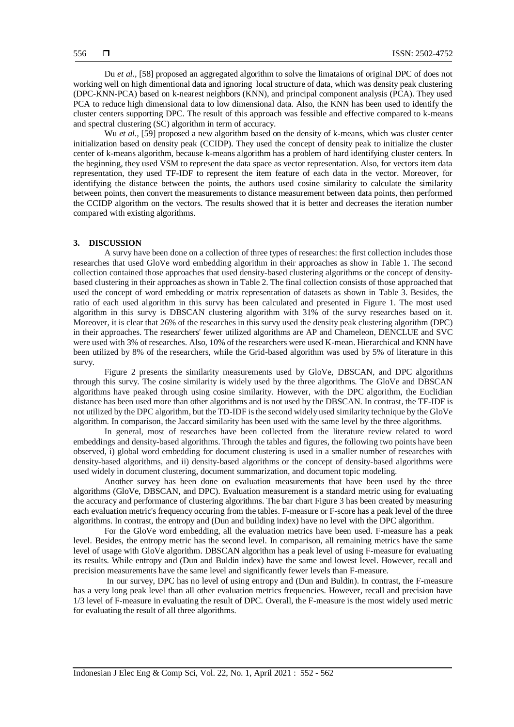Du *et al.,* [58] proposed an aggregated algorithm to solve the limataions of original DPC of does not working well on high dimentional data and ignoring local structure of data, which was density peak clustering (DPC-KNN-PCA) based on k-nearest neighbors (KNN), and principal component analysis (PCA). They used PCA to reduce high dimensional data to low dimensional data. Also, the KNN has been used to identify the cluster centers supporting DPC. The result of this approach was fessible and effective compared to k-means and spectral clustering (SC) algorithm in term of accuracy.

Wu *et al.,* [59] proposed a new algorithm based on the density of k-means, which was cluster center initialization based on density peak (CCIDP). They used the concept of density peak to initialize the cluster center of k-means algorithm, because k-means algorithm has a problem of hard identifying cluster centers. In the beginning, they used VSM to represent the data space as vector representation. Also, for vectors item data representation, they used TF-IDF to represent the item feature of each data in the vector. Moreover, for identifying the distance between the points, the authors used cosine similarity to calculate the similarity between points, then convert the measurements to distance measurement between data points, then performed the CCIDP algorithm on the vectors. The results showed that it is better and decreases the iteration number compared with existing algorithms.

## 3. DISCUSSION

A survy have been done on a collection of three types of researches: the first collection includes those researches that used GloVe word embedding algorithm in their approaches as show in Table 1. The second collection contained those approaches that used density-based clustering algorithms or the concept of density-based clustering in their approaches as shown in Table 2. The final collection consists of those approached that used the concept of word embedding or matrix representation of datasets as shown in Table 3. Besides, the ratio of each used algorithm in this survy has been calculated and presented in Figure 1. The most used algorithm in this survy is DBSCAN clustering algorithm with 31% of the survy researches based on it. Moreover, it is clear that 26% of the researches in this survy used the density peak clustering algorithm (DPC) in their approaches. The researchers' fewer utilized algorithms are AP and Chameleon, DENCLUE and SVC were used with 3% of researches. Also, 10% of the researchers were used K-mean. Hierarchical and KNN have been utilized by 8% of the researchers, while the Grid-based algorithm was used by 5% of literature in this survy.

Figure 2 presents the similarity measurements used by GloVe, DBSCAN, and DPC algorithms through this survy. The cosine similarity is widely used by the three algorithms. The GloVe and DBSCAN algorithms have peaked through using cosine similarity. However, with the DPC algorithm, the Euclidian distance has been used more than other algorithms and is not used by the DBSCAN. In contrast, the TF-IDF is not utilized by the DPC algorithm, but the TD-IDF is the second widely used similarity technique by the GloVe algorithm. In comparison, the Jaccard similarity has been used with the same level by the three algorithms.

In general, most of researches have been collected from the literature review related to word embeddings and density-based algorithms. Through the tables and figures, the following two points have been observed, i) global word embedding for document clustering is used in a smaller number of researches with density-based algorithms, and ii) density-based algorithms or the concept of density-based algorithms were used widely in document clustering, document summarization, and document topic modeling.

Another survey has been done on evaluation measurements that have been used by the three algorithms (GloVe, DBSCAN, and DPC). Evaluation measurement is a standard metric using for evaluating the accuracy and performance of clustering algorithms. The bar chart Figure 3 has been created by measuring each evaluation metric's frequency occuring from the tables. F-measure or F-score has a peak level of the three algorithms. In contrast, the entropy and (Dun and building index) have no level with the DPC algorithm.

For the GloVe word embedding, all the evaluation metrics have been used. F-measure has a peak level. Besides, the entropy metric has the second level. In comparison, all remaining metrics have the same level of usage with GloVe algorithm. DBSCAN algorithm has a peak level of using F-measure for evaluating its results. While entropy and (Dun and Buldin index) have the same and lowest level. However, recall and precision measurements have the same level and significantly fewer levels than F-measure.

In our survey, DPC has no level of using entropy and (Dun and Buldin). In contrast, the F-measure has a very long peak level than all other evaluation metrics frequencies. However, recall and precision have 1/3 level of F-measure in evaluating the result of DPC. Overall, the F-measure is the most widely used metric for evaluating the result of all three algorithms.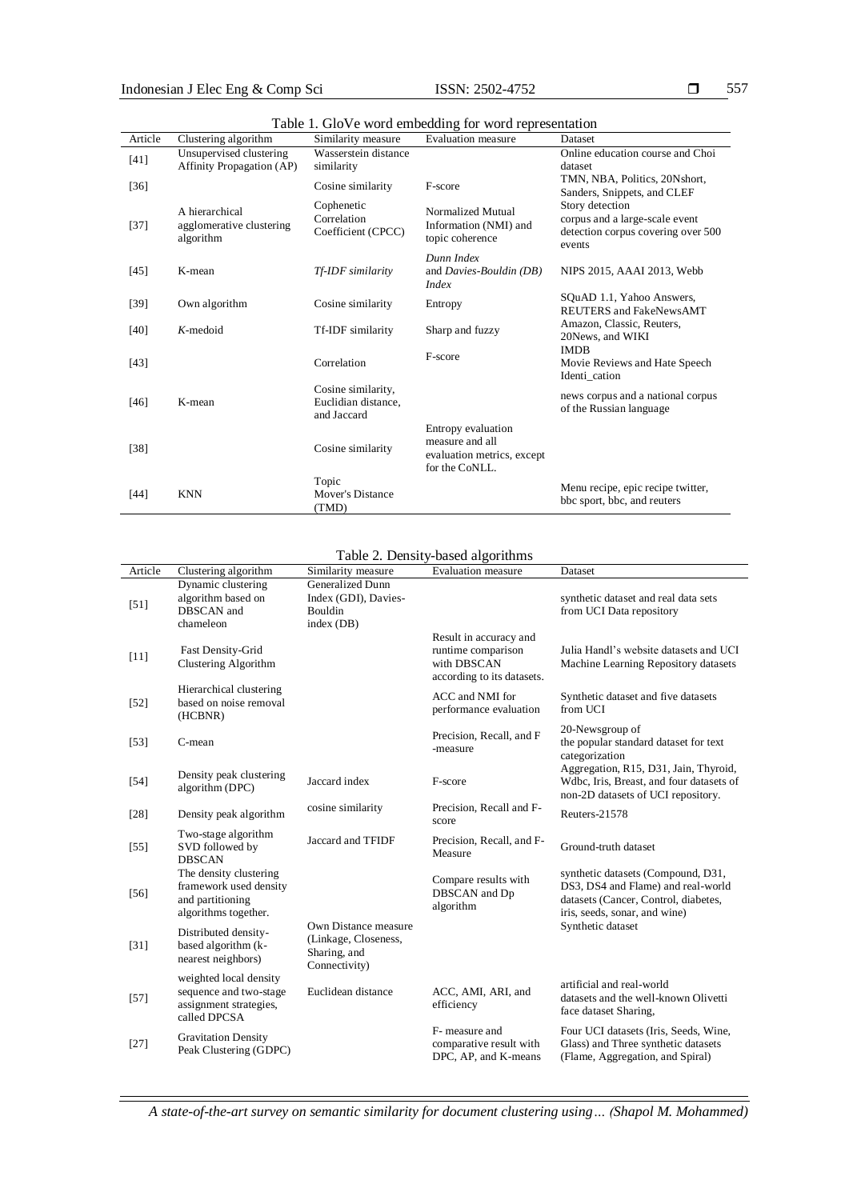Table 1. GloVe word embedding for word representation

| Article | Clustering algorithm | Similarity measure | Evaluation measure | Dataset |
|---|---|---|---|---|
| [41] | Unsupervised clustering Affinity Propagation (AP) | Wasserstein distance similarity | | Online education course and Choi dataset |
| [36] | | Cosine similarity | F-score | TMN, NBA, Politics, 20Nshort, Sanders, Snippets, and CLEF |
| [37] | A hierarchical agglomerative clustering algorithm | Cophenetic Correlation Coefficient (CPCC) | Normalized Mutual Information (NMI) and topic coherence | Story detection corpus and a large-scale event detection corpus covering over 500 events |
| [45] | K-mean | *Tf-IDF similarity* | *Dunn Index* and *Davies-Bouldin (DB) Index* | NIPS 2015, AAAI 2013, Webb |
| [39] | Own algorithm | Cosine similarity | Entropy | SQuAD 1.1, Yahoo Answers, REUTERS and FakeNewsAMT |
| [40] | *K*-medoid | Tf-IDF similarity | Sharp and fuzzy | Amazon, Classic, Reuters, 20News, and WIKI |
| [43] | | Correlation | F-score | IMDB Movie Reviews and Hate Speech Identi_cation |
| [46] | K-mean | Cosine similarity, Euclidian distance, and Jaccard | | news corpus and a national corpus of the Russian language |
| [38] | | Cosine similarity | Entropy evaluation measure and all evaluation metrics, except for the CoNLL. | |
| [44] | KNN | Topic Mover's Distance (TMD) | | Menu recipe, epic recipe twitter, bbc sport, bbc, and reuters |

Table 2. Density-based algorithms

| Article | Clustering algorithm | Similarity measure | Evaluation measure | Dataset |
|---|---|---|---|---|
| [51] | Dynamic clustering algorithm based on DBSCAN and chameleon | Generalized Dunn Index (GDI), Davies-Bouldin index (DB) | | synthetic dataset and real data sets from UCI Data repository |
| [11] | Fast Density-Grid Clustering Algorithm | | Result in accuracy and runtime comparison with DBSCAN according to its datasets. | Julia Handl's website datasets and UCI Machine Learning Repository datasets |
| [52] | Hierarchical clustering based on noise removal (HCBNR) | | ACC and NMI for performance evaluation | Synthetic dataset and five datasets from UCI |
| [53] | C-mean | | Precision, Recall, and F -measure | 20-Newsgroup of the popular standard dataset for text categorization |
| [54] | Density peak clustering algorithm (DPC) | Jaccard index | F-score | Aggregation, R15, D31, Jain, Thyroid, Wdbc, Iris, Breast, and four datasets of non-2D datasets of UCI repository. |
| [28] | Density peak algorithm | cosine similarity | Precision, Recall and F-score | Reuters-21578 |
| [55] | Two-stage algorithm SVD followed by DBSCAN | Jaccard and TFIDF | Precision, Recall, and F-Measure | Ground-truth dataset |
| [56] | The density clustering framework used density and partitioning algorithms together. | | Compare results with DBSCAN and Dp algorithm | synthetic datasets (Compound, D31, DS3, DS4 and Flame) and real-world datasets (Cancer, Control, diabetes, iris, seeds, sonar, and wine) |
| [31] | Distributed density-based algorithm (k-nearest neighbors) | Own Distance measure (Linkage, Closeness, Sharing, and Connectivity) | | Synthetic dataset |
| [57] | weighted local density sequence and two-stage assignment strategies, called DPCSA | Euclidean distance | ACC, AMI, ARI, and efficiency | artificial and real-world datasets and the well-known Olivetti face dataset Sharing, |
| [27] | Gravitation Density Peak Clustering (GDPC) | | F- measure and comparative result with DPC, AP, and K-means | Four UCI datasets (Iris, Seeds, Wine, Glass) and Three synthetic datasets (Flame, Aggregation, and Spiral) |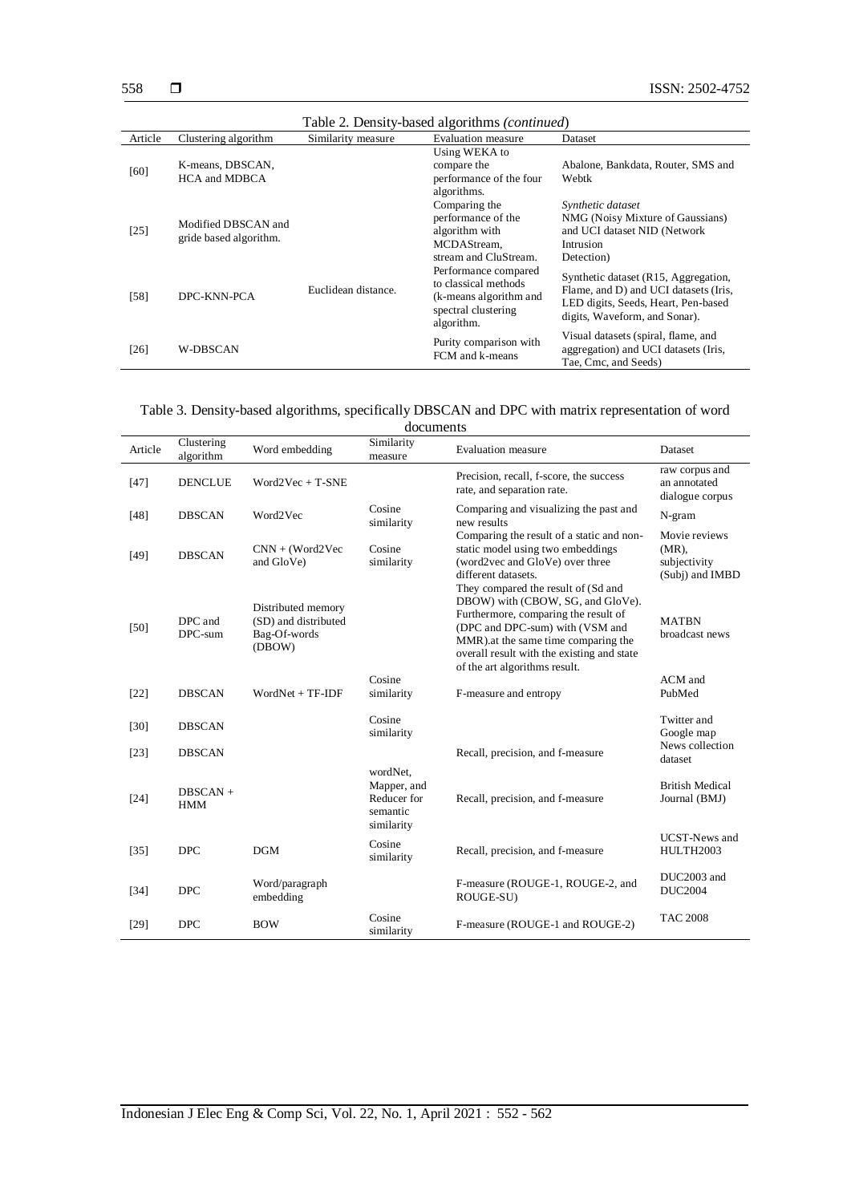Table 2. Density-based algorithms *(continued)*

| Article | Clustering algorithm | Similarity measure | Evaluation measure | Dataset |
|---|---|---|---|---|
| [60] | K-means, DBSCAN, HCA and MDBCA | | Using WEKA to compare the performance of the four algorithms. | Abalone, Bankdata, Router, SMS and Webtk |
| [25] | Modified DBSCAN and gride based algorithm. | | Comparing the performance of the algorithm with MCDAStream, stream and CluStream. | *Synthetic dataset* NMG (Noisy Mixture of Gaussians) and UCI dataset NID (Network Intrusion Detection) |
| [58] | DPC-KNN-PCA | Euclidean distance. | Performance compared to classical methods (k-means algorithm and spectral clustering algorithm. | Synthetic dataset (R15, Aggregation, Flame, and D) and UCI datasets (Iris, LED digits, Seeds, Heart, Pen-based digits, Waveform, and Sonar). |
| [26] | W-DBSCAN | | Purity comparison with FCM and k-means | Visual datasets (spiral, flame, and aggregation) and UCI datasets (Iris, Tae, Cmc, and Seeds) |

Table 3. Density-based algorithms, specifically DBSCAN and DPC with matrix representation of word documents

| Article | Clustering algorithm | Word embedding | Similarity measure | Evaluation measure | Dataset |
|---|---|---|---|---|---|
| [47] | DENCLUE | Word2Vec + T-SNE | | Precision, recall, f-score, the success rate, and separation rate. | raw corpus and an annotated dialogue corpus |
| [48] | DBSCAN | Word2Vec | Cosine similarity | Comparing and visualizing the past and new results | N-gram |
| [49] | DBSCAN | CNN + (Word2Vec and GloVe) | Cosine similarity | Comparing the result of a static and non-static model using two embeddings (word2vec and GloVe) over three different datasets. | Movie reviews (MR), subjectivity (Subj) and IMBD |
| [50] | DPC and DPC-sum | Distributed memory (SD) and distributed Bag-Of-words (DBOW) | | They compared the result of (Sd and DBOW) with (CBOW, SG, and GloVe). Furthermore, comparing the result of (DPC and DPC-sum) with (VSM and MMR).at the same time comparing the overall result with the existing and state of the art algorithms result. | MATBN broadcast news |
| [22] | DBSCAN | WordNet + TF-IDF | Cosine similarity | F-measure and entropy | ACM and PubMed |
| [30] | DBSCAN | | Cosine similarity | | Twitter and Google map |
| [23] | DBSCAN | | | Recall, precision, and f-measure | News collection dataset |
| [24] | DBSCAN + HMM | | wordNet, Mapper, and Reducer for semantic similarity | Recall, precision, and f-measure | British Medical Journal (BMJ) |
| [35] | DPC | DGM | Cosine similarity | Recall, precision, and f-measure | UCST-News and HULTH2003 |
| [34] | DPC | Word/paragraph embedding | | F-measure (ROUGE-1, ROUGE-2, and ROUGE-SU) | DUC2003 and DUC2004 |
| [29] | DPC | BOW | Cosine similarity | F-measure (ROUGE-1 and ROUGE-2) | TAC 2008 |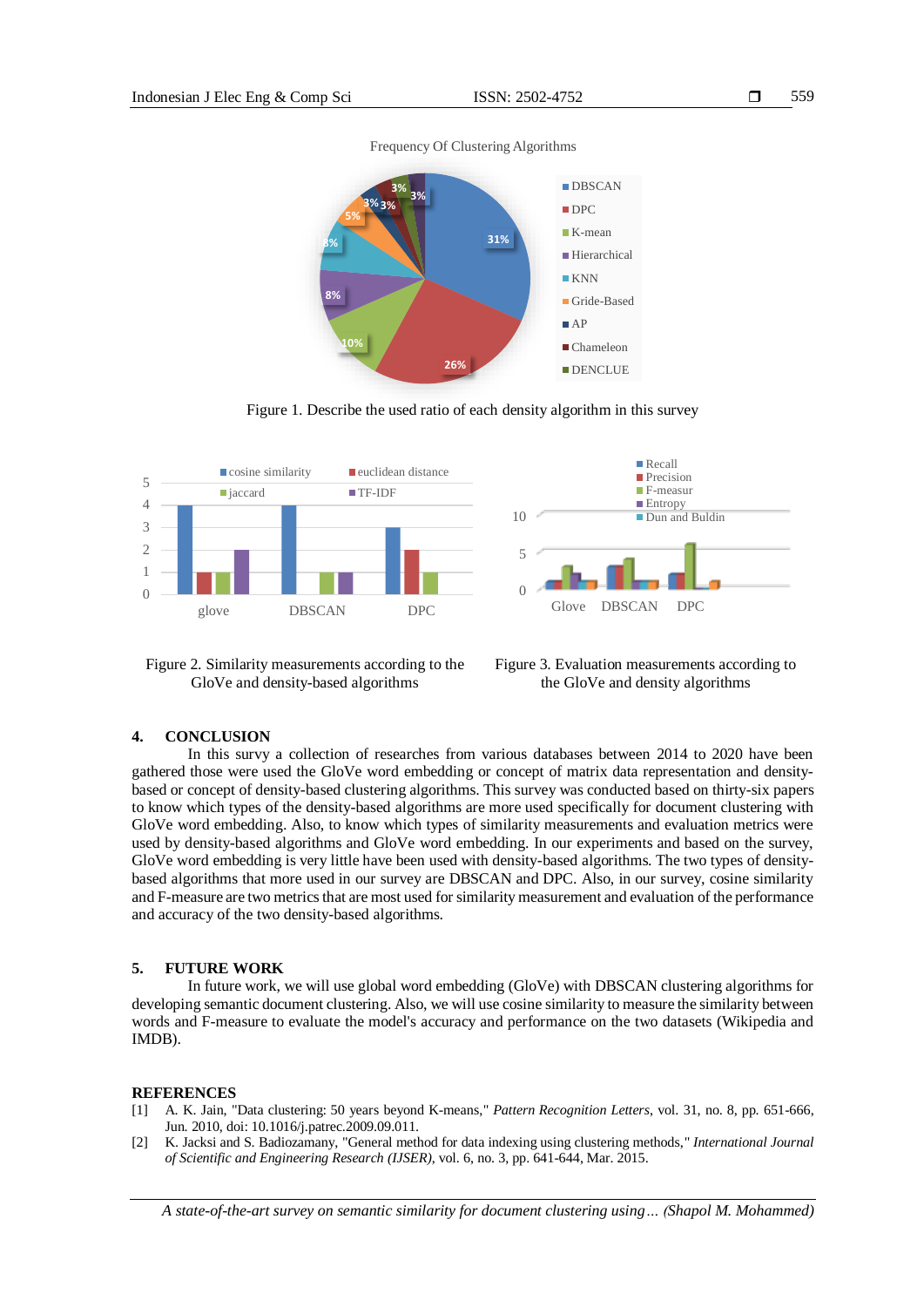Figure 1. Describe the used ratio of each density algorithm in this survey

Figure 2. Similarity measurements according to the GloVe and density-based algorithms

Figure 3. Evaluation measurements according to the GloVe and density algorithms

## 4. CONCLUSION

In this survy a collection of researches from various databases between 2014 to 2020 have been gathered those were used the GloVe word embedding or concept of matrix data representation and density-based or concept of density-based clustering algorithms. This survey was conducted based on thirty-six papers to know which types of the density-based algorithms are more used specifically for document clustering with GloVe word embedding. Also, to know which types of similarity measurements and evaluation metrics were used by density-based algorithms and GloVe word embedding. In our experiments and based on the survey, GloVe word embedding is very little have been used with density-based algorithms. The two types of density-based algorithms that more used in our survey are DBSCAN and DPC. Also, in our survey, cosine similarity and F-measure are two metrics that are most used for similarity measurement and evaluation of the performance and accuracy of the two density-based algorithms.

## 5. FUTURE WORK

In future work, we will use global word embedding (GloVe) with DBSCAN clustering algorithms for developing semantic document clustering. Also, we will use cosine similarity to measure the similarity between words and F-measure to evaluate the model's accuracy and performance on the two datasets (Wikipedia and IMDB).

## REFERENCES

[1] A. K. Jain, "Data clustering: 50 years beyond K-means," *Pattern Recognition Letters*, vol. 31, no. 8, pp. 651-666, Jun. 2010, doi: 10.1016/j.patrec.2009.09.011.

[2] K. Jacksi and S. Badiozamany, "General method for data indexing using clustering methods," *International Journal of Scientific and Engineering Research (IJSER)*, vol. 6, no. 3, pp. 641-644, Mar. 2015.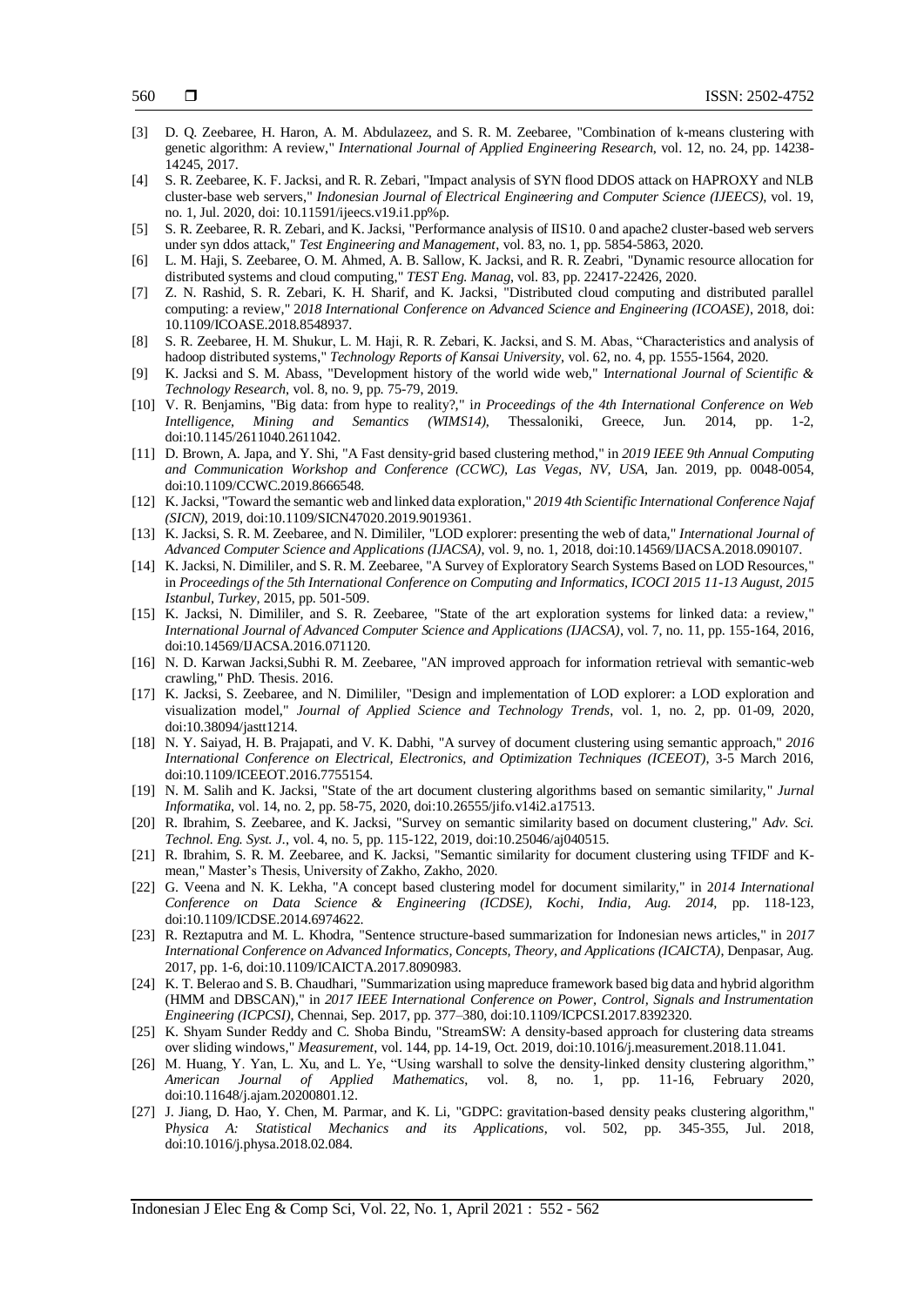[3] D. Q. Zeebaree, H. Haron, A. M. Abdulazeez, and S. R. M. Zeebaree, "Combination of k-means clustering with genetic algorithm: A review," *International Journal of Applied Engineering Research*, vol. 12, no. 24, pp. 14238-14245, 2017.

[4] S. R. Zeebaree, K. F. Jacksi, and R. R. Zebari, "Impact analysis of SYN flood DDOS attack on HAPROXY and NLB cluster-base web servers," *Indonesian Journal of Electrical Engineering and Computer Science (IJEECS)*, vol. 19, no. 1, Jul. 2020, doi: 10.11591/ijeecs.v19.i1.pp%p.

[5] S. R. Zeebaree, R. R. Zebari, and K. Jacksi, "Performance analysis of IIS10. 0 and apache2 cluster-based web servers under syn ddos attack," *Test Engineering and Management*, vol. 83, no. 1, pp. 5854-5863, 2020.

[6] L. M. Haji, S. Zeebaree, O. M. Ahmed, A. B. Sallow, K. Jacksi, and R. R. Zeabri, "Dynamic resource allocation for distributed systems and cloud computing," *TEST Eng. Manag*, vol. 83, pp. 22417-22426, 2020.

[7] Z. N. Rashid, S. R. Zebari, K. H. Sharif, and K. Jacksi, "Distributed cloud computing and distributed parallel computing: a review," *2018 International Conference on Advanced Science and Engineering (ICOASE)*, 2018, doi: 10.1109/ICOASE.2018.8548937.

[8] S. R. Zeebaree, H. M. Shukur, L. M. Haji, R. R. Zebari, K. Jacksi, and S. M. Abas, "Characteristics and analysis of hadoop distributed systems," *Technology Reports of Kansai University*, vol. 62, no. 4, pp. 1555-1564, 2020.

[9] K. Jacksi and S. M. Abass, "Development history of the world wide web," *International Journal of Scientific & Technology Research*, vol. 8, no. 9, pp. 75-79, 2019.

[10] V. R. Benjamins, "Big data: from hype to reality?," in *Proceedings of the 4th International Conference on Web Intelligence, Mining and Semantics (WIMS14)*, Thessaloniki, Greece, Jun. 2014, pp. 1-2, doi:10.1145/2611040.2611042.

[11] D. Brown, A. Japa, and Y. Shi, "A Fast density-grid based clustering methond," in *2019 IEEE 9th Annual Computing and Communication Workshop and Conference (CCWC), Las Vegas, NV, USA*, Jan. 2019, pp. 0048-0054, doi:10.1109/CCWC.2019.8666548.

[12] K. Jacksi, "Toward the semantic web and linked data exploration," *2019 4th Scientific International Conference Najaf (SICN)*, 2019, doi:10.1109/SICN47020.2019.9019361.

[13] K. Jacksi, S. R. M. Zeebaree, and N. Dimililer, "LOD explorer: presenting the web of data," *International Journal of Advanced Computer Science and Applications (IJACSA)*, vol. 9, no. 1, 2018, doi:10.14569/IJACSA.2018.090107.

[14] K. Jacksi, N. Dimililer, and S. R. M. Zeebaree, "A Survey of Exploratory Search Systems Based on LOD Resources," in *Proceedings of the 5th International Conference on Computing and Informatics, ICOCI 2015 11-13 August, 2015 Istanbul, Turkey*, 2015, pp. 501-509.

[15] K. Jacksi, N. Dimililer, and S. R. Zeebaree, "State of the art exploration systems for linked data: a review," *International Journal of Advanced Computer Science and Applications (IJACSA)*, vol. 7, no. 11, pp. 155-164, 2016, doi:10.14569/IJACSA.2016.071120.

[16] N. D. Karwan Jacksi,Subhi R. M. Zeebaree, "AN improved approach for information retrieval with semantic-web crawling," PhD. Thesis. 2016.

[17] K. Jacksi, S. Zeebaree, and N. Dimililer, "Design and implementation of LOD explorer: a LOD exploration and visualization model," *Journal of Applied Science and Technology Trends*, vol. 1, no. 2, pp. 01-09, 2020, doi:10.38094/jastt1214.

[18] N. Y. Saiyad, H. B. Prajapati, and V. K. Dabhi, "A survey of document clustering using semantic approach," *2016 International Conference on Electrical, Electronics, and Optimization Techniques (ICEEOT)*, 3-5 March 2016, doi:10.1109/ICEEOT.2016.7755154.

[19] N. M. Salih and K. Jacksi, "State of the art document clustering algorithms based on semantic similarity," *Jurnal Informatika*, vol. 14, no. 2, pp. 58-75, 2020, doi:10.26555/jifo.v14i2.a17513.

[20] R. Ibrahim, S. Zeebaree, and K. Jacksi, "Survey on semantic similarity based on document clustering," *Adv. Sci. Technol. Eng. Syst. J.*, vol. 4, no. 5, pp. 115-122, 2019, doi:10.25046/aj040515.

[21] R. Ibrahim, S. R. M. Zeebaree, and K. Jacksi, "Semantic similarity for document clustering using TFIDF and K-mean," Master's Thesis, University of Zakho, Zakho, 2020.

[22] G. Veena and N. K. Lekha, "A concept based clustering model for document similarity," in *2014 International Conference on Data Science & Engineering (ICDSE), Kochi, India, Aug. 2014*, pp. 118-123, doi:10.1109/ICDSE.2014.6974622.

[23] R. Reztaputra and M. L. Khodra, "Sentence structure-based summarization for Indonesian news articles," in *2017 International Conference on Advanced Informatics, Concepts, Theory, and Applications (ICAICTA)*, Denpasar, Aug. 2017, pp. 1-6, doi:10.1109/ICAICTA.2017.8090983.

[24] K. T. Belerao and S. B. Chaudhari, "Summarization using mapreduce framework based big data and hybrid algorithm (HMM and DBSCAN)," in *2017 IEEE International Conference on Power, Control, Signals and Instrumentation Engineering (ICPCSI)*, Chennai, Sep. 2017, pp. 377–380, doi:10.1109/ICPCSI.2017.8392320.

[25] K. Shyam Sunder Reddy and C. Shoba Bindu, "StreamSW: A density-based approach for clustering data streams over sliding windows," *Measurement*, vol. 144, pp. 14-19, Oct. 2019, doi:10.1016/j.measurement.2018.11.041.

[26] M. Huang, Y. Yan, L. Xu, and L. Ye, "Using warshall to solve the density-linked density clustering algorithm," *American Journal of Applied Mathematics*, vol. 8, no. 1, pp. 11-16, February 2020, doi:10.11648/j.ajam.20200801.12.

[27] J. Jiang, D. Hao, Y. Chen, M. Parmar, and K. Li, "GDPC: gravitation-based density peaks clustering algorithm," *Physica A: Statistical Mechanics and its Applications*, vol. 502, pp. 345-355, Jul. 2018, doi:10.1016/j.physa.2018.02.084.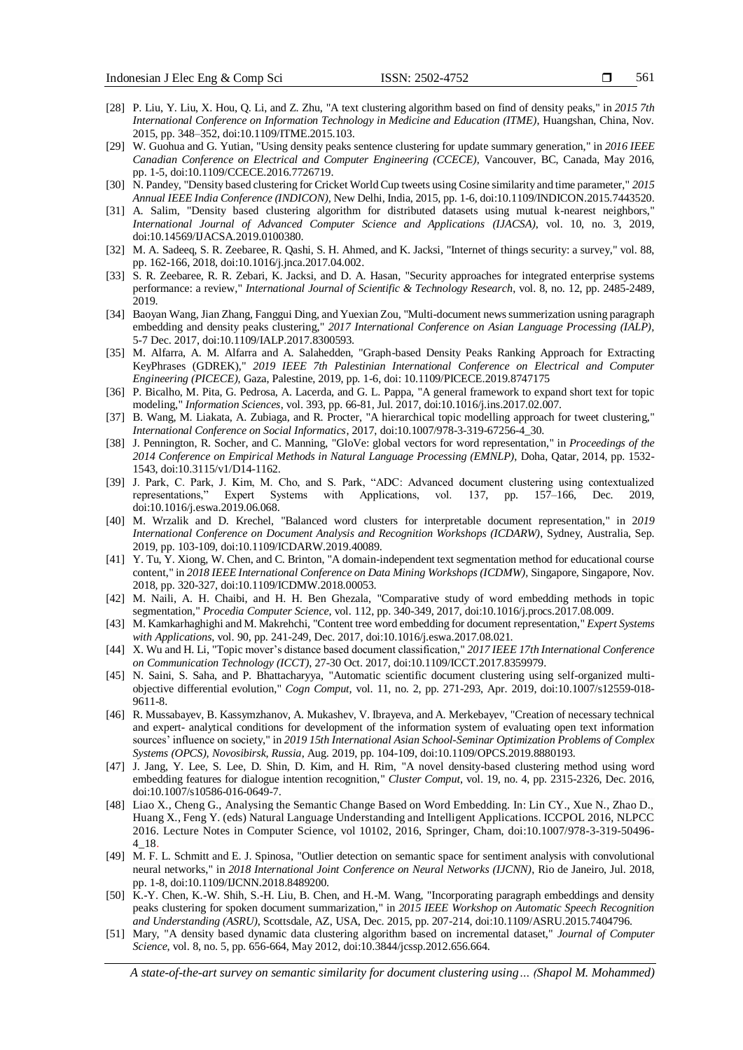[28] P. Liu, Y. Liu, X. Hou, Q. Li, and Z. Zhu, "A text clustering algorithm based on find of density peaks," in *2015 7th International Conference on Information Technology in Medicine and Education (ITME)*, Huangshan, China, Nov. 2015, pp. 348–352, doi:10.1109/ITME.2015.103.

[29] W. Guohua and G. Yutian, "Using density peaks sentence clustering for update summary generation," in *2016 IEEE Canadian Conference on Electrical and Computer Engineering (CCECE)*, Vancouver, BC, Canada, May 2016, pp. 1-5, doi:10.1109/CCECE.2016.7726719.

[30] N. Pandey, "Density based clustering for Cricket World Cup tweets using Cosine similarity and time parameter," *2015 Annual IEEE India Conference (INDICON)*, New Delhi, India, 2015, pp. 1-6, doi:10.1109/INDICON.2015.7443520.

[31] A. Salim, "Density based clustering algorithm for distributed datasets using mutual k-nearest neighbors," *International Journal of Advanced Computer Science and Applications (IJACSA)*, vol. 10, no. 3, 2019, doi:10.14569/IJACSA.2019.0100380.

[32] M. A. Sadeeq, S. R. Zeebaree, R. Qashi, S. H. Ahmed, and K. Jacksi, "Internet of things security: a survey," vol. 88, pp. 162-166, 2018, doi:10.1016/j.jnca.2017.04.002.

[33] S. R. Zeebaree, R. R. Zebari, K. Jacksi, and D. A. Hasan, "Security approaches for integrated enterprise systems performance: a review," *International Journal of Scientific & Technology Research*, vol. 8, no. 12, pp. 2485-2489, 2019.

[34] Baoyan Wang, Jian Zhang, Fanggui Ding, and Yuexian Zou, "Multi-document news summerization usning paragraph embedding and density peaks clustering," *2017 International Conference on Asian Language Processing (IALP)*, 5-7 Dec. 2017, doi:10.1109/IALP.2017.8300593.

[35] M. Alfarra, A. M. Alfarra and A. Salahedden, "Graph-based Density Peaks Ranking Approach for Extracting KeyPhrases (GDREK)," *2019 IEEE 7th Palestinian International Conference on Electrical and Computer Engineering (PICECE)*, Gaza, Palestine, 2019, pp. 1-6, doi: 10.1109/PICECE.2019.8747175

[36] P. Bicalho, M. Pita, G. Pedrosa, A. Lacerda, and G. L. Pappa, "A general framework to expand short text for topic modeling," *Information Sciences*, vol. 393, pp. 66-81, Jul. 2017, doi:10.1016/j.ins.2017.02.007.

[37] B. Wang, M. Liakata, A. Zubiaga, and R. Procter, "A hierarchical topic modelling approach for tweet clustering," *International Conference on Social Informatics*, 2017, doi:10.1007/978-3-319-67256-4_30.

[38] J. Pennington, R. Socher, and C. Manning, "GloVe: global vectors for word representation," in *Proceedings of the 2014 Conference on Empirical Methods in Natural Language Processing (EMNLP)*, Doha, Qatar, 2014, pp. 1532-1543, doi:10.3115/v1/D14-1162.

[39] J. Park, C. Park, J. Kim, M. Cho, and S. Park, "ADC: Advanced document clustering using contextualized representations," Expert Systems with Applications, vol. 137, pp. 157–166, Dec. 2019, doi:10.1016/j.eswa.2019.06.068.

[40] M. Wrzalik and D. Krechel, "Balanced word clusters for interpretable document representation," in *2019 International Conference on Document Analysis and Recognition Workshops (ICDARW)*, Sydney, Australia, Sep. 2019, pp. 103-109, doi:10.1109/ICDARW.2019.40089.

[41] Y. Tu, Y. Xiong, W. Chen, and C. Brinton, "A domain-independent text segmentation method for educational course content," in *2018 IEEE International Conference on Data Mining Workshops (ICDMW)*, Singapore, Singapore, Nov. 2018, pp. 320-327, doi:10.1109/ICDMW.2018.00053.

[42] M. Naili, A. H. Chaibi, and H. H. Ben Ghezala, "Comparative study of word embedding methods in topic segmentation," *Procedia Computer Science*, vol. 112, pp. 340-349, 2017, doi:10.1016/j.procs.2017.08.009.

[43] M. Kamkarhaghighi and M. Makrehchi, "Content tree word embedding for document representation," *Expert Systems with Applications*, vol. 90, pp. 241-249, Dec. 2017, doi:10.1016/j.eswa.2017.08.021.

[44] X. Wu and H. Li, "Topic mover's distance based document classification," *2017 IEEE 17th International Conference on Communication Technology (ICCT)*, 27-30 Oct. 2017, doi:10.1109/ICCT.2017.8359979.

[45] N. Saini, S. Saha, and P. Bhattacharyya, "Automatic scientific document clustering using self-organized multi-objective differential evolution," *Cogn Comput*, vol. 11, no. 2, pp. 271-293, Apr. 2019, doi:10.1007/s12559-018-9611-8.

[46] R. Mussabayev, B. Kassymzhanov, A. Mukashev, V. Ibrayeva, and A. Merkebayev, "Creation of necessary technical and expert- analytical conditions for development of the information system of evaluating open text information sources' influence on society," in *2019 15th International Asian School-Seminar Optimization Problems of Complex Systems (OPCS), Novosibirsk, Russia*, Aug. 2019, pp. 104-109, doi:10.1109/OPCS.2019.8880193.

[47] J. Jang, Y. Lee, S. Lee, D. Shin, D. Kim, and H. Rim, "A novel density-based clustering method using word embedding features for dialogue intention recognition," *Cluster Comput*, vol. 19, no. 4, pp. 2315-2326, Dec. 2016, doi:10.1007/s10586-016-0649-7.

[48] Liao X., Cheng G., Analysing the Semantic Change Based on Word Embedding. In: Lin CY., Xue N., Zhao D., Huang X., Feng Y. (eds) Natural Language Understanding and Intelligent Applications. ICCPOL 2016, NLPCC 2016. Lecture Notes in Computer Science, vol 10102, 2016, Springer, Cham, doi:10.1007/978-3-319-50496-4_18.

[49] M. F. L. Schmitt and E. J. Spinosa, "Outlier detection on semantic space for sentiment analysis with convolutional neural networks," in *2018 International Joint Conference on Neural Networks (IJCNN)*, Rio de Janeiro, Jul. 2018, pp. 1-8, doi:10.1109/IJCNN.2018.8489200.

[50] K.-Y. Chen, K.-W. Shih, S.-H. Liu, B. Chen, and H.-M. Wang, "Incorporating paragraph embeddings and density peaks clustering for spoken document summarization," in *2015 IEEE Workshop on Automatic Speech Recognition and Understanding (ASRU)*, Scottsdale, AZ, USA, Dec. 2015, pp. 207-214, doi:10.1109/ASRU.2015.7404796.

[51] Mary, "A density based dynamic data clustering algorithm based on incremental dataset," *Journal of Computer Science*, vol. 8, no. 5, pp. 656-664, May 2012, doi:10.3844/jcssp.2012.656.664.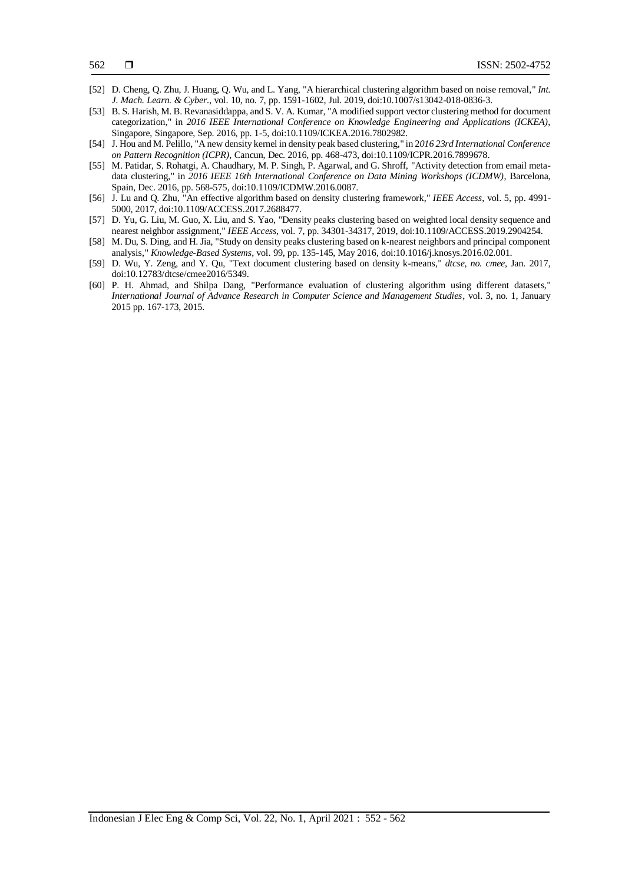[52] D. Cheng, Q. Zhu, J. Huang, Q. Wu, and L. Yang, "A hierarchical clustering algorithm based on noise removal," *Int. J. Mach. Learn. & Cyber.*, vol. 10, no. 7, pp. 1591-1602, Jul. 2019, doi:10.1007/s13042-018-0836-3.

[53] B. S. Harish, M. B. Revanasiddappa, and S. V. A. Kumar, "A modified support vector clustering method for document categorization," in *2016 IEEE International Conference on Knowledge Engineering and Applications (ICKEA)*, Singapore, Singapore, Sep. 2016, pp. 1-5, doi:10.1109/ICKEA.2016.7802982.

[54] J. Hou and M. Pelillo, "A new density kernel in density peak based clustering," in *2016 23rd International Conference on Pattern Recognition (ICPR)*, Cancun, Dec. 2016, pp. 468-473, doi:10.1109/ICPR.2016.7899678.

[55] M. Patidar, S. Rohatgi, A. Chaudhary, M. P. Singh, P. Agarwal, and G. Shroff, "Activity detection from email meta-data clustering," in *2016 IEEE 16th International Conference on Data Mining Workshops (ICDMW)*, Barcelona, Spain, Dec. 2016, pp. 568-575, doi:10.1109/ICDMW.2016.0087.

[56] J. Lu and Q. Zhu, "An effective algorithm based on density clustering framework," *IEEE Access*, vol. 5, pp. 4991-5000, 2017, doi:10.1109/ACCESS.2017.2688477.

[57] D. Yu, G. Liu, M. Guo, X. Liu, and S. Yao, "Density peaks clustering based on weighted local density sequence and nearest neighbor assignment," *IEEE Access*, vol. 7, pp. 34301-34317, 2019, doi:10.1109/ACCESS.2019.2904254.

[58] M. Du, S. Ding, and H. Jia, "Study on density peaks clustering based on k-nearest neighbors and principal component analysis," *Knowledge-Based Systems*, vol. 99, pp. 135-145, May 2016, doi:10.1016/j.knosys.2016.02.001.

[59] D. Wu, Y. Zeng, and Y. Qu, "Text document clustering based on density k-means," *dtcse, no. cmee*, Jan. 2017, doi:10.12783/dtcse/cmee2016/5349.

[60] P. H. Ahmad, and Shilpa Dang, "Performance evaluation of clustering algorithm using different datasets," *International Journal of Advance Research in Computer Science and Management Studies*, vol. 3, no. 1, January 2015 pp. 167-173, 2015.